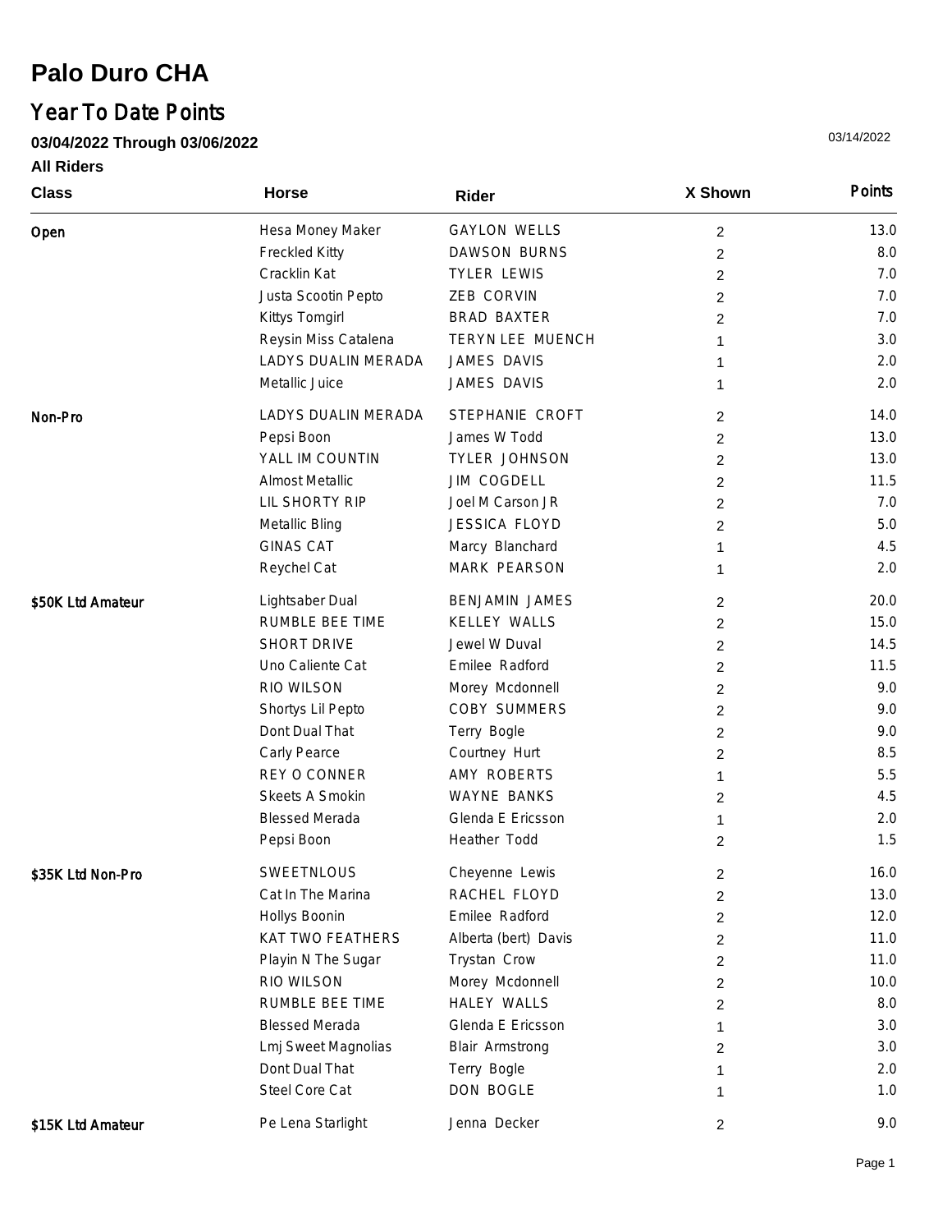# Palo Duro CHA

## Year To Date Points

**03/04/2022 Through 03/06/2022**

03/14/2022

**All Riders**

| Class | Horse | Rider | X Shown | Points |
|---|---|---|---|---|
| Open | Hesa Money Maker | GAYLON WELLS | 2 | 13.0 |
| | Freckled Kitty | DAWSON BURNS | 2 | 8.0 |
| | Cracklin Kat | TYLER LEWIS | 2 | 7.0 |
| | Justa Scootin Pepto | ZEB CORVIN | 2 | 7.0 |
| | Kittys Tomgirl | BRAD BAXTER | 2 | 7.0 |
| | Reysin Miss Catalena | TERYN LEE MUENCH | 1 | 3.0 |
| | LADYS DUALIN MERADA | JAMES DAVIS | 1 | 2.0 |
| | Metallic Juice | JAMES DAVIS | 1 | 2.0 |
| Non-Pro | LADYS DUALIN MERADA | STEPHANIE CROFT | 2 | 14.0 |
| | Pepsi Boon | James W Todd | 2 | 13.0 |
| | YALL IM COUNTIN | TYLER JOHNSON | 2 | 13.0 |
| | Almost Metallic | JIM COGDELL | 2 | 11.5 |
| | LIL SHORTY RIP | Joel M Carson JR | 2 | 7.0 |
| | Metallic Bling | JESSICA FLOYD | 2 | 5.0 |
| | GINAS CAT | Marcy Blanchard | 1 | 4.5 |
| | Reychel Cat | MARK PEARSON | 1 | 2.0 |
| $50K Ltd Amateur | Lightsaber Dual | BENJAMIN JAMES | 2 | 20.0 |
| | RUMBLE BEE TIME | KELLEY WALLS | 2 | 15.0 |
| | SHORT DRIVE | Jewel W Duval | 2 | 14.5 |
| | Uno Caliente Cat | Emilee Radford | 2 | 11.5 |
| | RIO WILSON | Morey Mcdonnell | 2 | 9.0 |
| | Shortys Lil Pepto | COBY SUMMERS | 2 | 9.0 |
| | Dont Dual That | Terry Bogle | 2 | 9.0 |
| | Carly Pearce | Courtney Hurt | 2 | 8.5 |
| | REY O CONNER | AMY ROBERTS | 1 | 5.5 |
| | Skeets A Smokin | WAYNE BANKS | 2 | 4.5 |
| | Blessed Merada | Glenda E Ericsson | 1 | 2.0 |
| | Pepsi Boon | Heather Todd | 2 | 1.5 |
| $35K Ltd Non-Pro | SWEETNLOUS | Cheyenne Lewis | 2 | 16.0 |
| | Cat In The Marina | RACHEL FLOYD | 2 | 13.0 |
| | Hollys Boonin | Emilee Radford | 2 | 12.0 |
| | KAT TWO FEATHERS | Alberta (bert) Davis | 2 | 11.0 |
| | Playin N The Sugar | Trystan Crow | 2 | 11.0 |
| | RIO WILSON | Morey Mcdonnell | 2 | 10.0 |
| | RUMBLE BEE TIME | HALEY WALLS | 2 | 8.0 |
| | Blessed Merada | Glenda E Ericsson | 1 | 3.0 |
| | Lmj Sweet Magnolias | Blair Armstrong | 2 | 3.0 |
| | Dont Dual That | Terry Bogle | 1 | 2.0 |
| | Steel Core Cat | DON BOGLE | 1 | 1.0 |
| $15K Ltd Amateur | Pe Lena Starlight | Jenna Decker | 2 | 9.0 |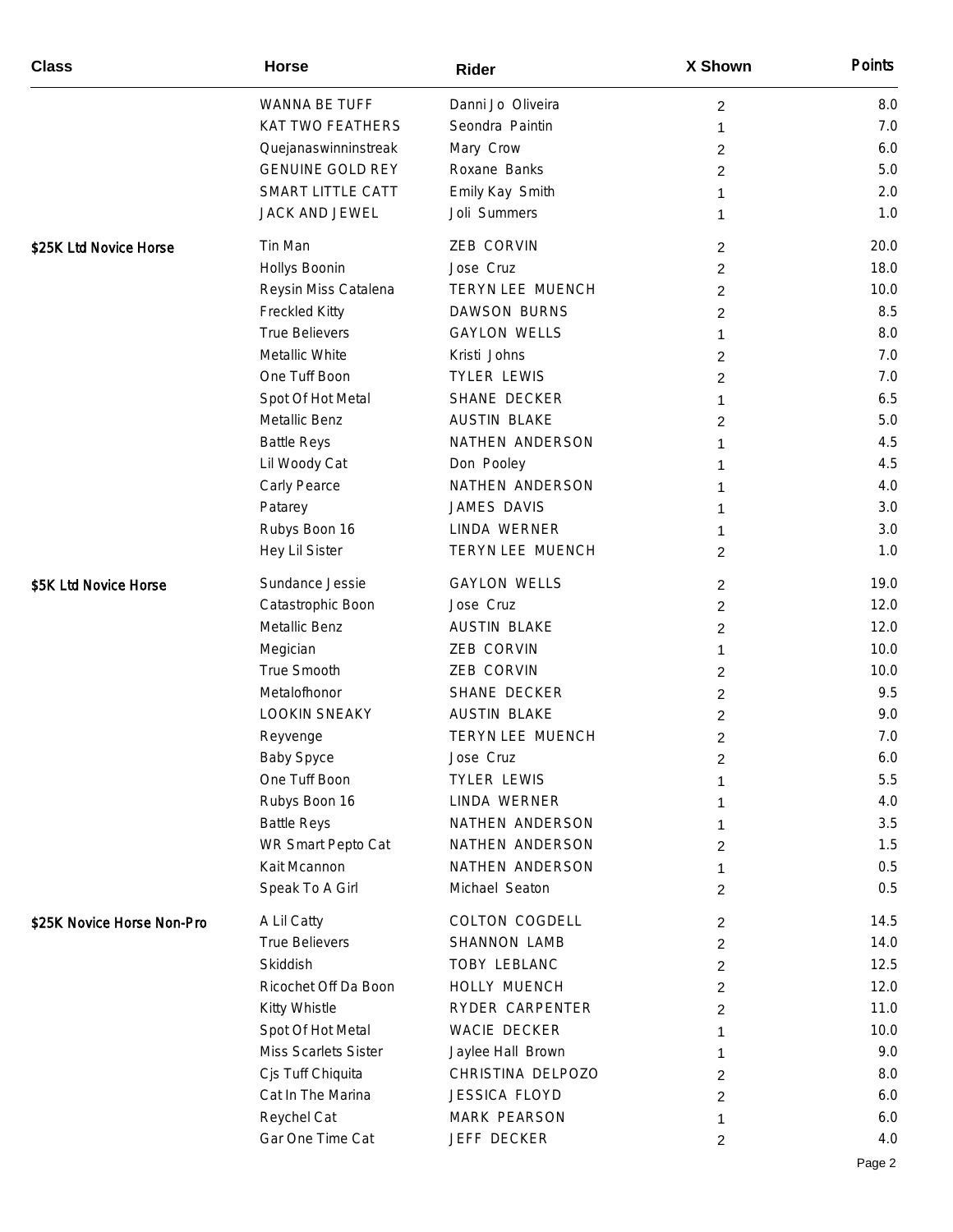| Class | Horse | Rider | X Shown | Points |
|---|---|---|---|---|
| | WANNA BE TUFF | Danni Jo Oliveira | 2 | 8.0 |
| | KAT TWO FEATHERS | Seondra Paintin | 1 | 7.0 |
| | Quejanaswinninstreak | Mary Crow | 2 | 6.0 |
| | GENUINE GOLD REY | Roxane Banks | 2 | 5.0 |
| | SMART LITTLE CATT | Emily Kay Smith | 1 | 2.0 |
| | JACK AND JEWEL | Joli Summers | 1 | 1.0 |
| $25K Ltd Novice Horse | Tin Man | ZEB CORVIN | 2 | 20.0 |
| | Hollys Boonin | Jose Cruz | 2 | 18.0 |
| | Reysin Miss Catalena | TERYN LEE MUENCH | 2 | 10.0 |
| | Freckled Kitty | DAWSON BURNS | 2 | 8.5 |
| | True Believers | GAYLON WELLS | 1 | 8.0 |
| | Metallic White | Kristi Johns | 2 | 7.0 |
| | One Tuff Boon | TYLER LEWIS | 2 | 7.0 |
| | Spot Of Hot Metal | SHANE DECKER | 1 | 6.5 |
| | Metallic Benz | AUSTIN BLAKE | 2 | 5.0 |
| | Battle Reys | NATHEN ANDERSON | 1 | 4.5 |
| | Lil Woody Cat | Don Pooley | 1 | 4.5 |
| | Carly Pearce | NATHEN ANDERSON | 1 | 4.0 |
| | Patarey | JAMES DAVIS | 1 | 3.0 |
| | Rubys Boon 16 | LINDA WERNER | 1 | 3.0 |
| | Hey Lil Sister | TERYN LEE MUENCH | 2 | 1.0 |
| $5K Ltd Novice Horse | Sundance Jessie | GAYLON WELLS | 2 | 19.0 |
| | Catastrophic Boon | Jose Cruz | 2 | 12.0 |
| | Metallic Benz | AUSTIN BLAKE | 2 | 12.0 |
| | Megician | ZEB CORVIN | 1 | 10.0 |
| | True Smooth | ZEB CORVIN | 2 | 10.0 |
| | Metalofhonor | SHANE DECKER | 2 | 9.5 |
| | LOOKIN SNEAKY | AUSTIN BLAKE | 2 | 9.0 |
| | Reyvenge | TERYN LEE MUENCH | 2 | 7.0 |
| | Baby Spyce | Jose Cruz | 2 | 6.0 |
| | One Tuff Boon | TYLER LEWIS | 1 | 5.5 |
| | Rubys Boon 16 | LINDA WERNER | 1 | 4.0 |
| | Battle Reys | NATHEN ANDERSON | 1 | 3.5 |
| | WR Smart Pepto Cat | NATHEN ANDERSON | 2 | 1.5 |
| | Kait Mcannon | NATHEN ANDERSON | 1 | 0.5 |
| | Speak To A Girl | Michael Seaton | 2 | 0.5 |
| $25K Novice Horse Non-Pro | A Lil Catty | COLTON COGDELL | 2 | 14.5 |
| | True Believers | SHANNON LAMB | 2 | 14.0 |
| | Skiddish | TOBY LEBLANC | 2 | 12.5 |
| | Ricochet Off Da Boon | HOLLY MUENCH | 2 | 12.0 |
| | Kitty Whistle | RYDER CARPENTER | 2 | 11.0 |
| | Spot Of Hot Metal | WACIE DECKER | 1 | 10.0 |
| | Miss Scarlets Sister | Jaylee Hall Brown | 1 | 9.0 |
| | Cjs Tuff Chiquita | CHRISTINA DELPOZO | 2 | 8.0 |
| | Cat In The Marina | JESSICA FLOYD | 2 | 6.0 |
| | Reychel Cat | MARK PEARSON | 1 | 6.0 |
| | Gar One Time Cat | JEFF DECKER | 2 | 4.0 |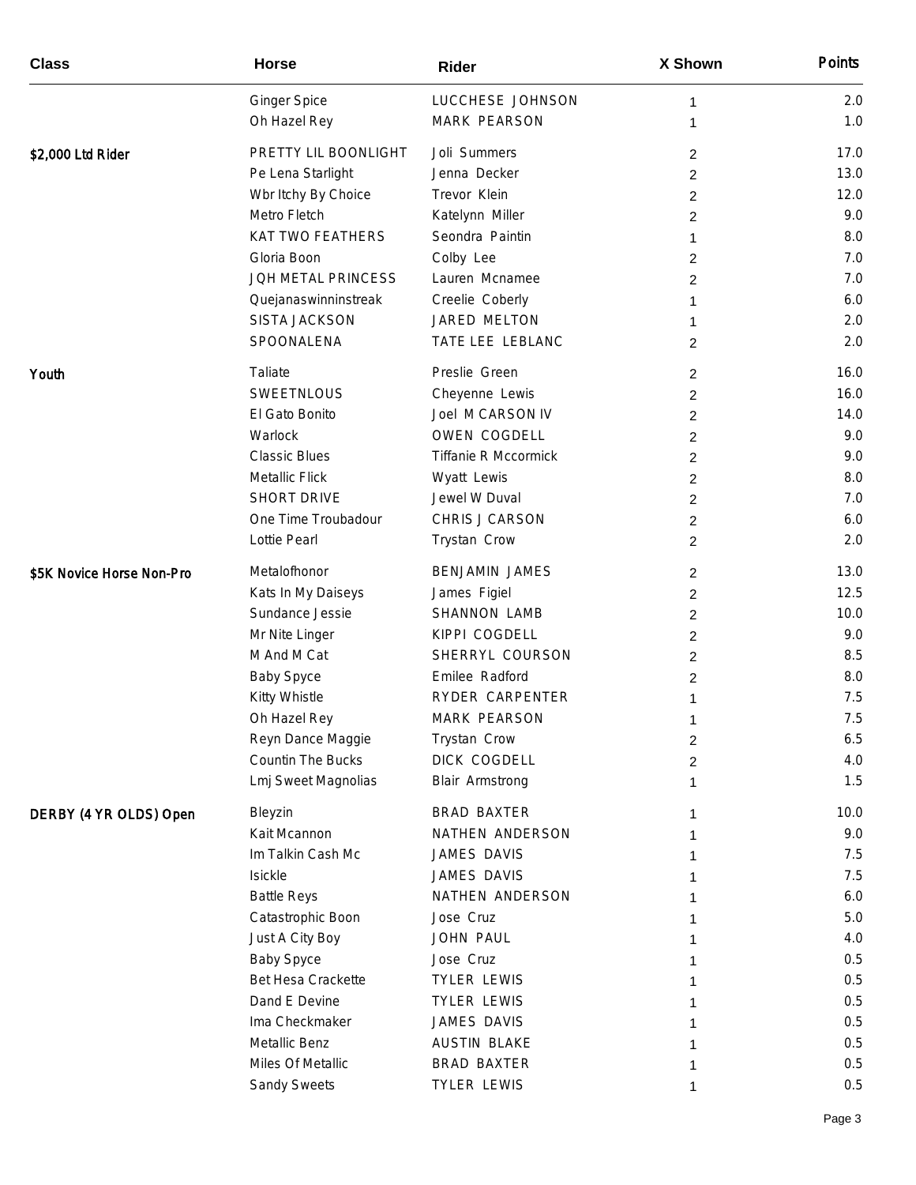| Class | Horse | Rider | X Shown | Points |
| --- | --- | --- | --- | --- |
| | Ginger Spice | LUCCHESE JOHNSON | 1 | 2.0 |
| | Oh Hazel Rey | MARK PEARSON | 1 | 1.0 |
| $2,000 Ltd Rider | PRETTY LIL BOONLIGHT | Joli Summers | 2 | 17.0 |
| | Pe Lena Starlight | Jenna Decker | 2 | 13.0 |
| | Wbr Itchy By Choice | Trevor Klein | 2 | 12.0 |
| | Metro Fletch | Katelynn Miller | 2 | 9.0 |
| | KAT TWO FEATHERS | Seondra Paintin | 1 | 8.0 |
| | Gloria Boon | Colby Lee | 2 | 7.0 |
| | JQH METAL PRINCESS | Lauren Mcnamee | 2 | 7.0 |
| | Quejanaswinninstreak | Creelie Coberly | 1 | 6.0 |
| | SISTA JACKSON | JARED MELTON | 1 | 2.0 |
| | SPOONALENA | TATE LEE LEBLANC | 2 | 2.0 |
| Youth | Taliate | Preslie Green | 2 | 16.0 |
| | SWEETNLOUS | Cheyenne Lewis | 2 | 16.0 |
| | El Gato Bonito | Joel M CARSON IV | 2 | 14.0 |
| | Warlock | OWEN COGDELL | 2 | 9.0 |
| | Classic Blues | Tiffanie R Mccormick | 2 | 9.0 |
| | Metallic Flick | Wyatt Lewis | 2 | 8.0 |
| | SHORT DRIVE | Jewel W Duval | 2 | 7.0 |
| | One Time Troubadour | CHRIS J CARSON | 2 | 6.0 |
| | Lottie Pearl | Trystan Crow | 2 | 2.0 |
| $5K Novice Horse Non-Pro | Metalofhonor | BENJAMIN JAMES | 2 | 13.0 |
| | Kats In My Daiseys | James Figiel | 2 | 12.5 |
| | Sundance Jessie | SHANNON LAMB | 2 | 10.0 |
| | Mr Nite Linger | KIPPI COGDELL | 2 | 9.0 |
| | M And M Cat | SHERRYL COURSON | 2 | 8.5 |
| | Baby Spyce | Emilee Radford | 2 | 8.0 |
| | Kitty Whistle | RYDER CARPENTER | 1 | 7.5 |
| | Oh Hazel Rey | MARK PEARSON | 1 | 7.5 |
| | Reyn Dance Maggie | Trystan Crow | 2 | 6.5 |
| | Countin The Bucks | DICK COGDELL | 2 | 4.0 |
| | Lmj Sweet Magnolias | Blair Armstrong | 1 | 1.5 |
| DERBY (4 YR OLDS) Open | Bleyzin | BRAD BAXTER | 1 | 10.0 |
| | Kait Mcannon | NATHEN ANDERSON | 1 | 9.0 |
| | Im Talkin Cash Mc | JAMES DAVIS | 1 | 7.5 |
| | Isickle | JAMES DAVIS | 1 | 7.5 |
| | Battle Reys | NATHEN ANDERSON | 1 | 6.0 |
| | Catastrophic Boon | Jose Cruz | 1 | 5.0 |
| | Just A City Boy | JOHN PAUL | 1 | 4.0 |
| | Baby Spyce | Jose Cruz | 1 | 0.5 |
| | Bet Hesa Crackette | TYLER LEWIS | 1 | 0.5 |
| | Dand E Devine | TYLER LEWIS | 1 | 0.5 |
| | Ima Checkmaker | JAMES DAVIS | 1 | 0.5 |
| | Metallic Benz | AUSTIN BLAKE | 1 | 0.5 |
| | Miles Of Metallic | BRAD BAXTER | 1 | 0.5 |
| | Sandy Sweets | TYLER LEWIS | 1 | 0.5 |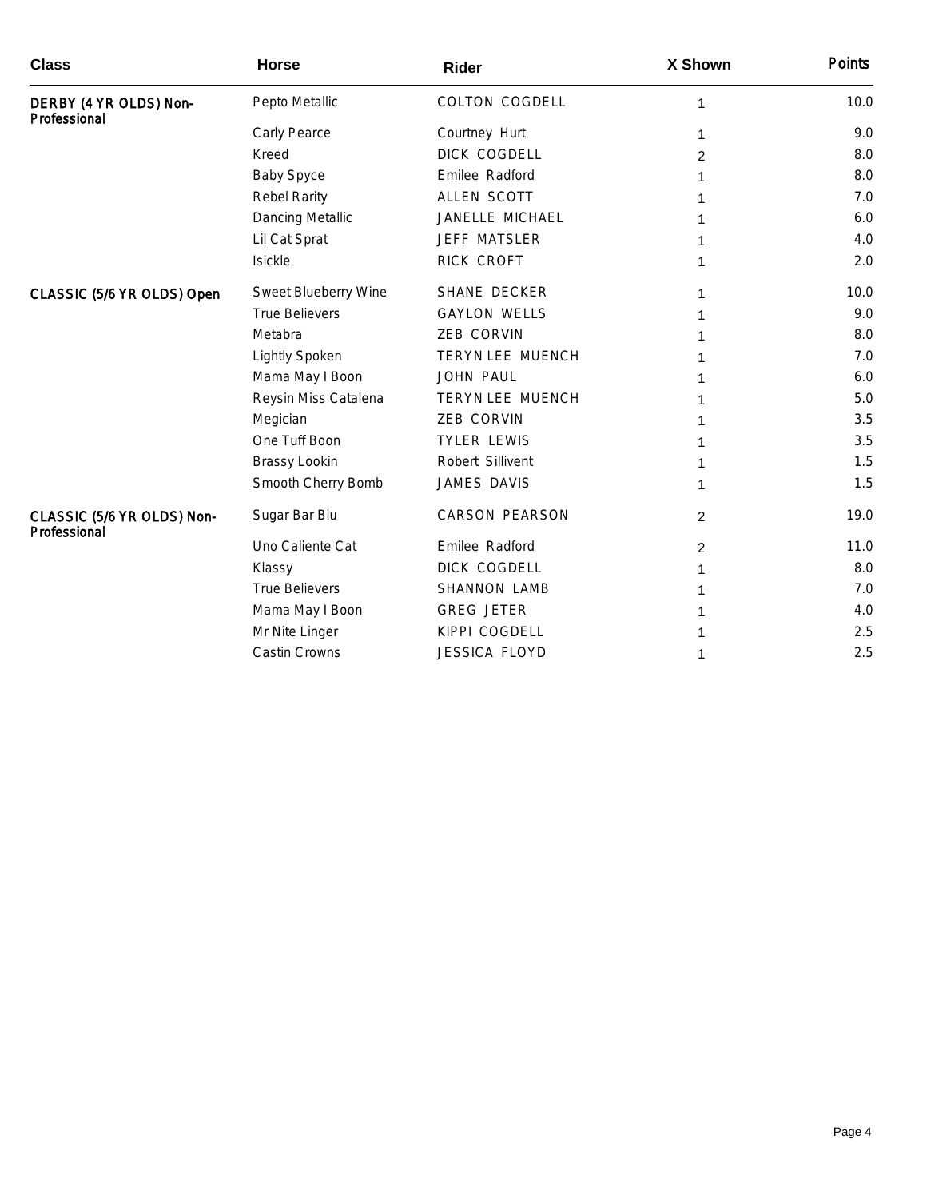| Class | Horse | Rider | X Shown | Points |
| --- | --- | --- | --- | --- |
| DERBY (4 YR OLDS) Non-Professional | Pepto Metallic | COLTON COGDELL | 1 | 10.0 |
| | Carly Pearce | Courtney Hurt | 1 | 9.0 |
| | Kreed | DICK COGDELL | 2 | 8.0 |
| | Baby Spyce | Emilee Radford | 1 | 8.0 |
| | Rebel Rarity | ALLEN SCOTT | 1 | 7.0 |
| | Dancing Metallic | JANELLE MICHAEL | 1 | 6.0 |
| | Lil Cat Sprat | JEFF MATSLER | 1 | 4.0 |
| | Isickle | RICK CROFT | 1 | 2.0 |
| CLASSIC (5/6 YR OLDS) Open | Sweet Blueberry Wine | SHANE DECKER | 1 | 10.0 |
| | True Believers | GAYLON WELLS | 1 | 9.0 |
| | Metabra | ZEB CORVIN | 1 | 8.0 |
| | Lightly Spoken | TERYN LEE MUENCH | 1 | 7.0 |
| | Mama May I Boon | JOHN PAUL | 1 | 6.0 |
| | Reysin Miss Catalena | TERYN LEE MUENCH | 1 | 5.0 |
| | Megician | ZEB CORVIN | 1 | 3.5 |
| | One Tuff Boon | TYLER LEWIS | 1 | 3.5 |
| | Brassy Lookin | Robert Sillivent | 1 | 1.5 |
| | Smooth Cherry Bomb | JAMES DAVIS | 1 | 1.5 |
| CLASSIC (5/6 YR OLDS) Non-Professional | Sugar Bar Blu | CARSON PEARSON | 2 | 19.0 |
| | Uno Caliente Cat | Emilee Radford | 2 | 11.0 |
| | Klassy | DICK COGDELL | 1 | 8.0 |
| | True Believers | SHANNON LAMB | 1 | 7.0 |
| | Mama May I Boon | GREG JETER | 1 | 4.0 |
| | Mr Nite Linger | KIPPI COGDELL | 1 | 2.5 |
| | Castin Crowns | JESSICA FLOYD | 1 | 2.5 |